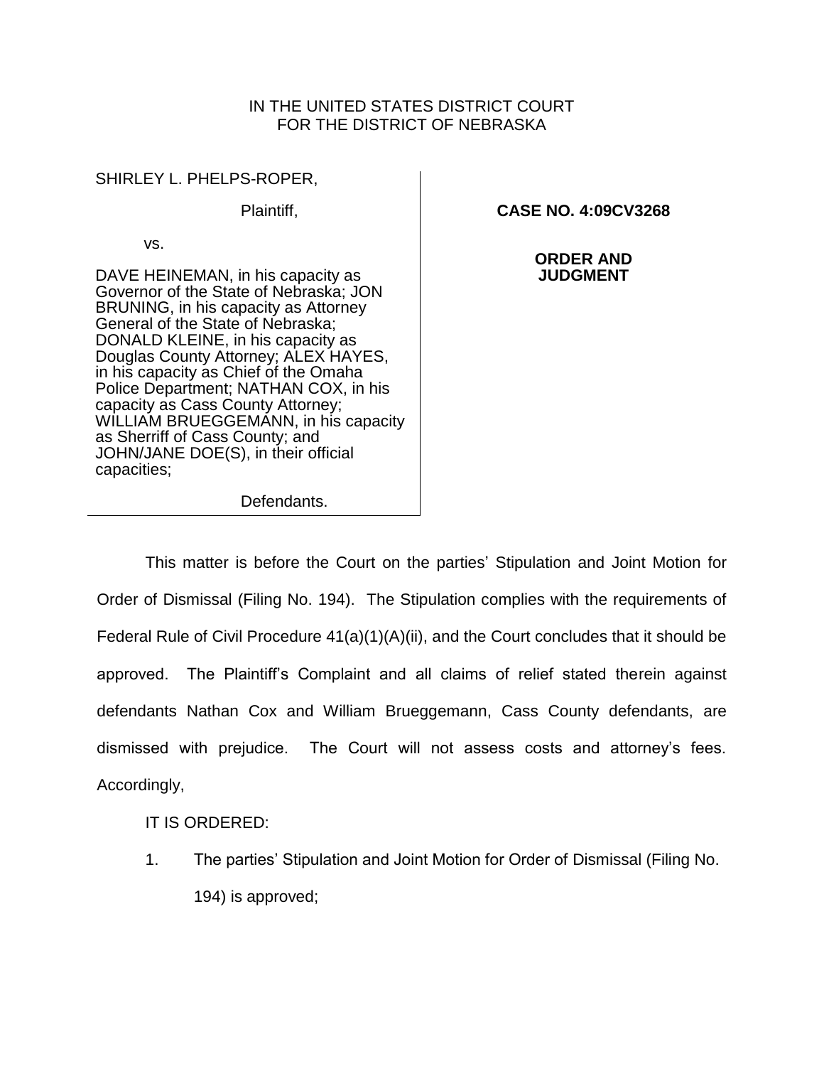IN THE UNITED STATES DISTRICT COURT
FOR THE DISTRICT OF NEBRASKA

| | |
|---|---|
| SHIRLEY L. PHELPS-ROPER,<br><br>Plaintiff,<br><br>vs.<br><br>DAVE HEINEMAN, in his capacity as Governor of the State of Nebraska; JON BRUNING, in his capacity as Attorney General of the State of Nebraska; DONALD KLEINE, in his capacity as Douglas County Attorney; ALEX HAYES, in his capacity as Chief of the Omaha Police Department; NATHAN COX, in his capacity as Cass County Attorney; WILLIAM BRUEGGEMANN, in his capacity as Sherriff of Cass County; and JOHN/JANE DOE(S), in their official capacities;<br><br>Defendants. | **CASE NO. 4:09CV3268**<br><br>**ORDER AND JUDGMENT** |

This matter is before the Court on the parties' Stipulation and Joint Motion for Order of Dismissal (Filing No. 194). The Stipulation complies with the requirements of Federal Rule of Civil Procedure 41(a)(1)(A)(ii), and the Court concludes that it should be approved. The Plaintiff's Complaint and all claims of relief stated therein against defendants Nathan Cox and William Brueggemann, Cass County defendants, are dismissed with prejudice. The Court will not assess costs and attorney's fees. Accordingly,

IT IS ORDERED:

1. The parties' Stipulation and Joint Motion for Order of Dismissal (Filing No. 194) is approved;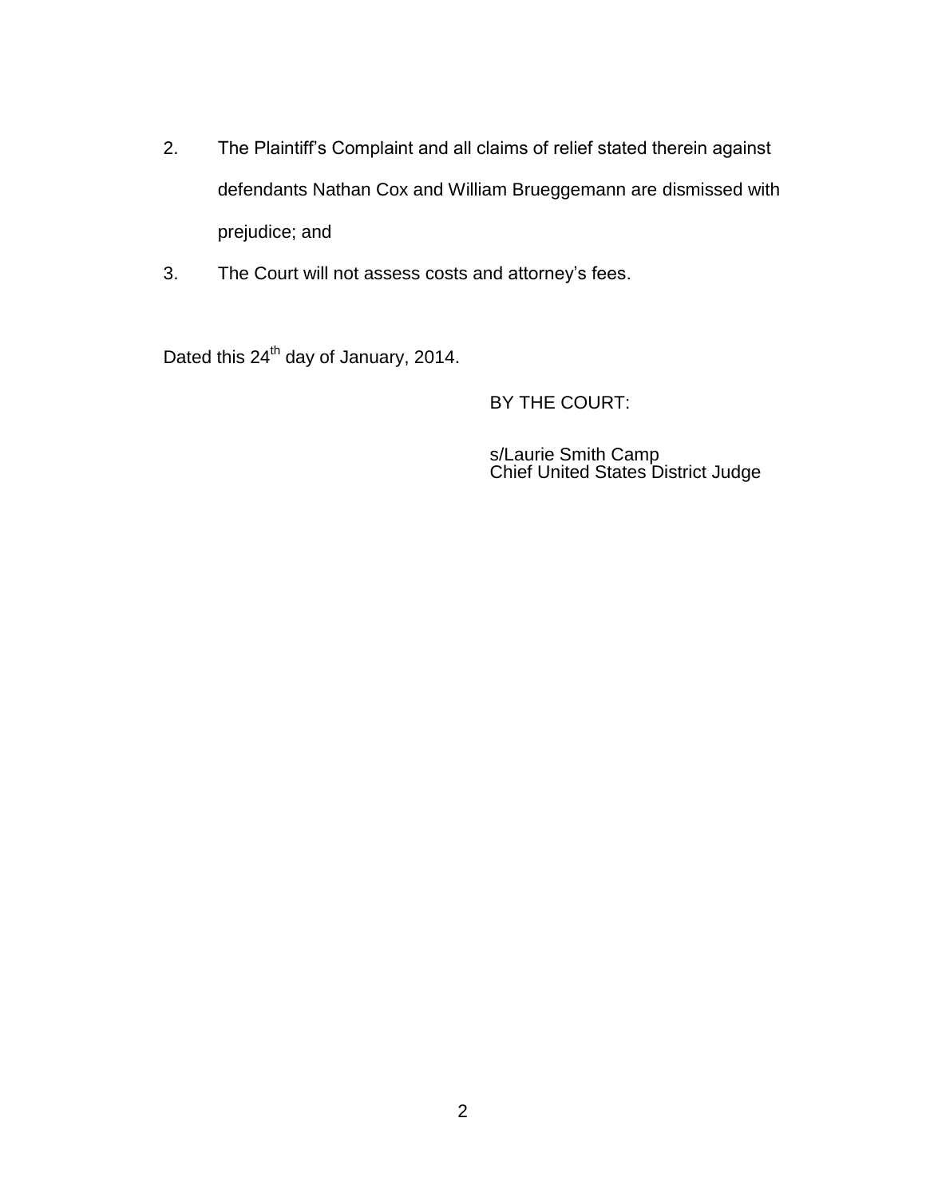2. The Plaintiff's Complaint and all claims of relief stated therein against defendants Nathan Cox and William Brueggemann are dismissed with prejudice; and

3. The Court will not assess costs and attorney's fees.

Dated this 24th day of January, 2014.

BY THE COURT:

s/Laurie Smith Camp
Chief United States District Judge